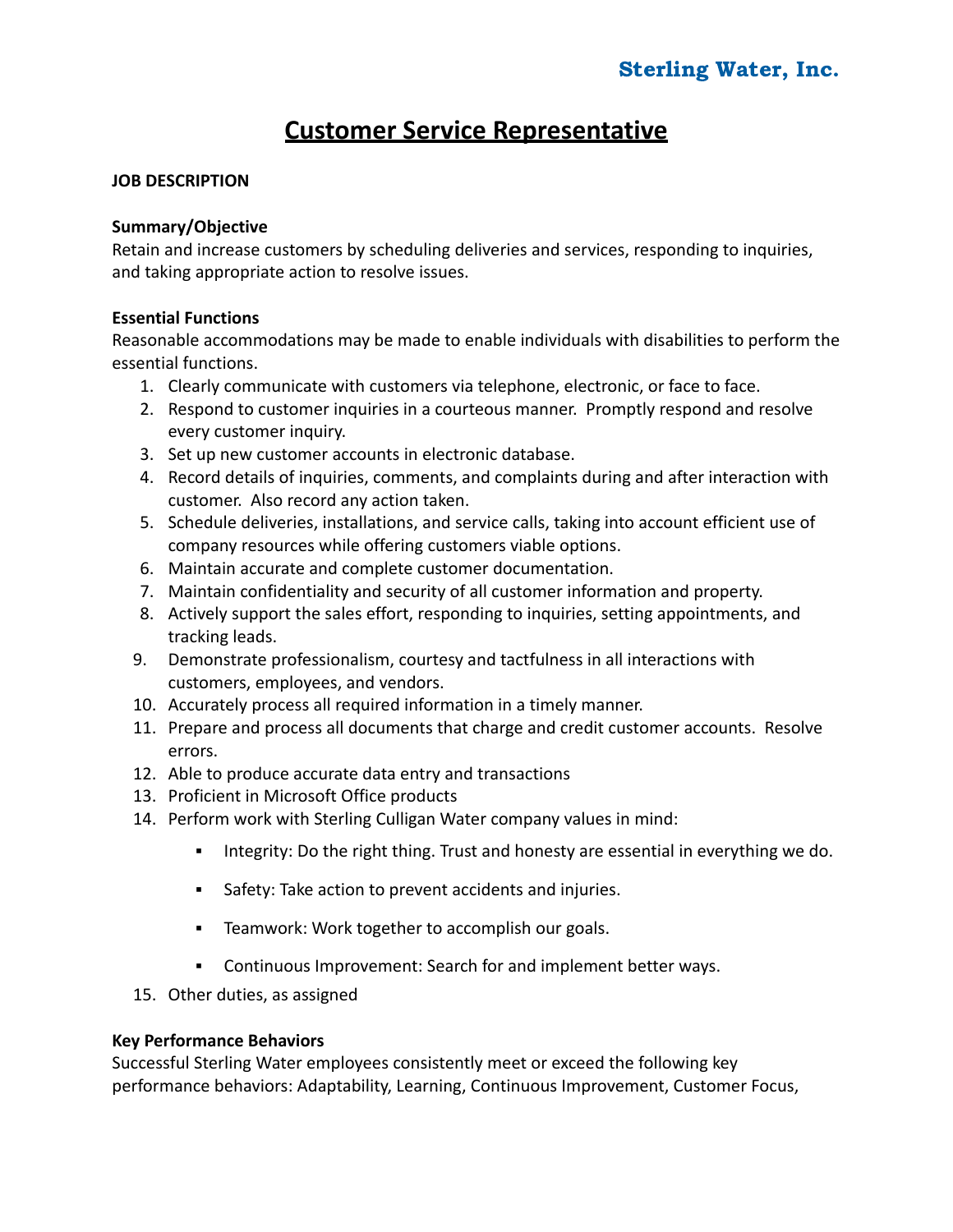**Sterling Water, Inc.**

# Customer Service Representative

**JOB DESCRIPTION**

**Summary/Objective**

Retain and increase customers by scheduling deliveries and services, responding to inquiries, and taking appropriate action to resolve issues.

**Essential Functions**

Reasonable accommodations may be made to enable individuals with disabilities to perform the essential functions.

1. Clearly communicate with customers via telephone, electronic, or face to face.
2. Respond to customer inquiries in a courteous manner. Promptly respond and resolve every customer inquiry.
3. Set up new customer accounts in electronic database.
4. Record details of inquiries, comments, and complaints during and after interaction with customer. Also record any action taken.
5. Schedule deliveries, installations, and service calls, taking into account efficient use of company resources while offering customers viable options.
6. Maintain accurate and complete customer documentation.
7. Maintain confidentiality and security of all customer information and property.
8. Actively support the sales effort, responding to inquiries, setting appointments, and tracking leads.
9. Demonstrate professionalism, courtesy and tactfulness in all interactions with customers, employees, and vendors.
10. Accurately process all required information in a timely manner.
11. Prepare and process all documents that charge and credit customer accounts. Resolve errors.
12. Able to produce accurate data entry and transactions
13. Proficient in Microsoft Office products
14. Perform work with Sterling Culligan Water company values in mind:
    - Integrity: Do the right thing. Trust and honesty are essential in everything we do.
    - Safety: Take action to prevent accidents and injuries.
    - Teamwork: Work together to accomplish our goals.
    - Continuous Improvement: Search for and implement better ways.
15. Other duties, as assigned

**Key Performance Behaviors**

Successful Sterling Water employees consistently meet or exceed the following key performance behaviors: Adaptability, Learning, Continuous Improvement, Customer Focus,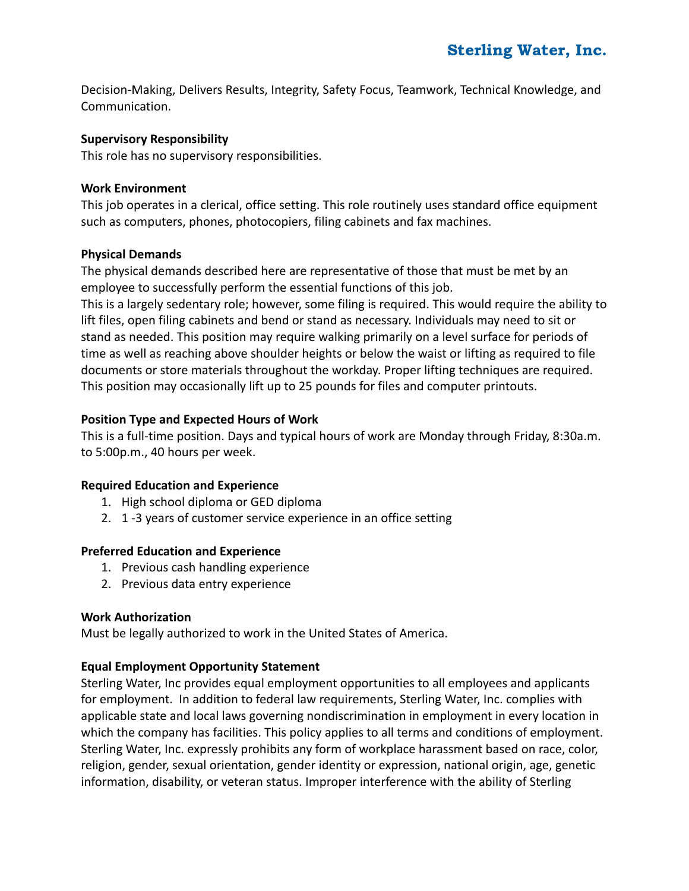Decision-Making, Delivers Results, Integrity, Safety Focus, Teamwork, Technical Knowledge, and Communication.

**Supervisory Responsibility**

This role has no supervisory responsibilities.

**Work Environment**

This job operates in a clerical, office setting. This role routinely uses standard office equipment such as computers, phones, photocopiers, filing cabinets and fax machines.

**Physical Demands**

The physical demands described here are representative of those that must be met by an employee to successfully perform the essential functions of this job.

This is a largely sedentary role; however, some filing is required. This would require the ability to lift files, open filing cabinets and bend or stand as necessary. Individuals may need to sit or stand as needed. This position may require walking primarily on a level surface for periods of time as well as reaching above shoulder heights or below the waist or lifting as required to file documents or store materials throughout the workday. Proper lifting techniques are required. This position may occasionally lift up to 25 pounds for files and computer printouts.

**Position Type and Expected Hours of Work**

This is a full-time position. Days and typical hours of work are Monday through Friday, 8:30a.m. to 5:00p.m., 40 hours per week.

**Required Education and Experience**

1. High school diploma or GED diploma
2. 1 -3 years of customer service experience in an office setting

**Preferred Education and Experience**

1. Previous cash handling experience
2. Previous data entry experience

**Work Authorization**

Must be legally authorized to work in the United States of America.

**Equal Employment Opportunity Statement**

Sterling Water, Inc provides equal employment opportunities to all employees and applicants for employment. In addition to federal law requirements, Sterling Water, Inc. complies with applicable state and local laws governing nondiscrimination in employment in every location in which the company has facilities. This policy applies to all terms and conditions of employment. Sterling Water, Inc. expressly prohibits any form of workplace harassment based on race, color, religion, gender, sexual orientation, gender identity or expression, national origin, age, genetic information, disability, or veteran status. Improper interference with the ability of Sterling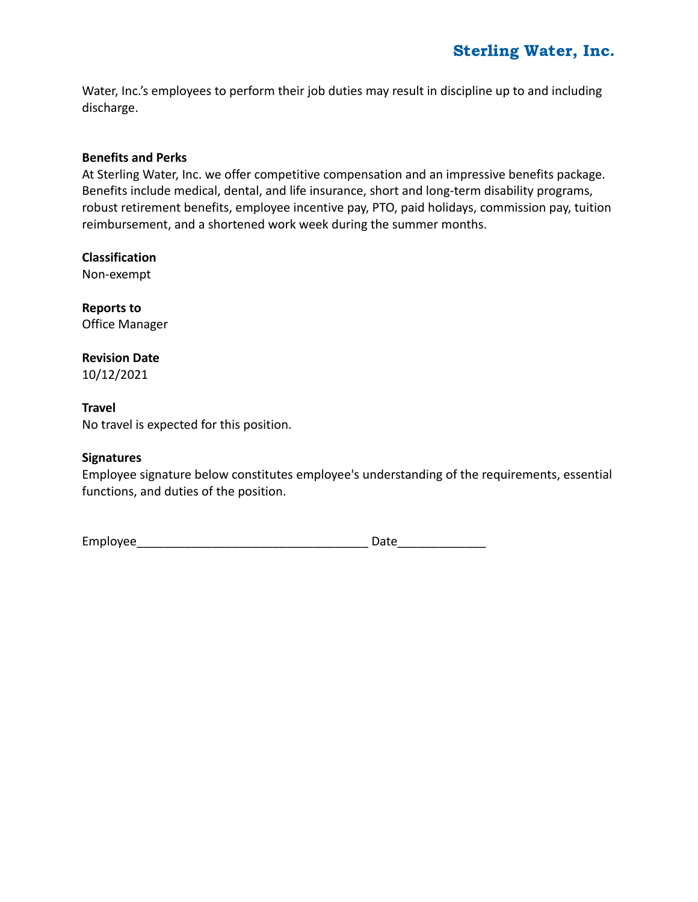Water, Inc.'s employees to perform their job duties may result in discipline up to and including discharge.

**Benefits and Perks**

At Sterling Water, Inc. we offer competitive compensation and an impressive benefits package. Benefits include medical, dental, and life insurance, short and long-term disability programs, robust retirement benefits, employee incentive pay, PTO, paid holidays, commission pay, tuition reimbursement, and a shortened work week during the summer months.

**Classification**

Non-exempt

**Reports to**

Office Manager

**Revision Date**

10/12/2021

**Travel**

No travel is expected for this position.

**Signatures**

Employee signature below constitutes employee's understanding of the requirements, essential functions, and duties of the position.

Employee_________________________________ Date_____________